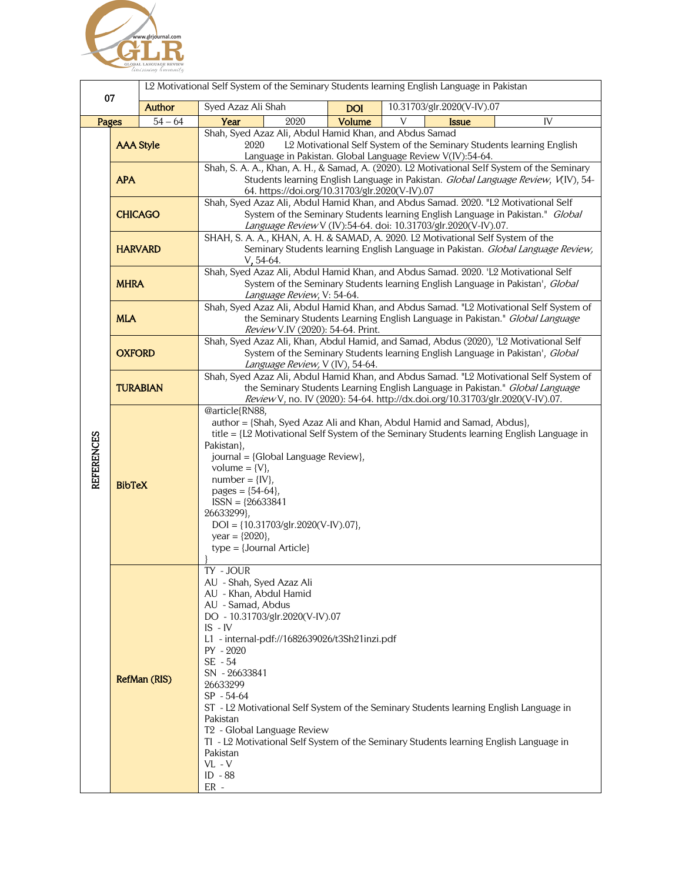| 07 | L2 Motivational Self System of the Seminary Students learning English Language in Pakistan | | | | | | |
|---|---|---|---|---|---|---|---|
| | **Author** | Syed Azaz Ali Shah | | **DOI** | 10.31703/glr.2020(V-IV).07 | | |
| **Pages** | 54 – 64 | **Year** | 2020 | **Volume** | V | **Issue** | IV |

**REFERENCES**

| Style | Reference |
|---|---|
| **AAA Style** | Shah, Syed Azaz Ali, Abdul Hamid Khan, and Abdus Samad 2020 L2 Motivational Self System of the Seminary Students learning English Language in Pakistan. Global Language Review V(IV):54-64. |
| **APA** | Shah, S. A. A., Khan, A. H., & Samad, A. (2020). L2 Motivational Self System of the Seminary Students learning English Language in Pakistan. *Global Language Review*, *V*(IV), 54-64. https://doi.org/10.31703/glr.2020(V-IV).07 |
| **CHICAGO** | Shah, Syed Azaz Ali, Abdul Hamid Khan, and Abdus Samad. 2020. "L2 Motivational Self System of the Seminary Students learning English Language in Pakistan." *Global Language Review* V (IV):54-64. doi: 10.31703/glr.2020(V-IV).07. |
| **HARVARD** | SHAH, S. A. A., KHAN, A. H. & SAMAD, A. 2020. L2 Motivational Self System of the Seminary Students learning English Language in Pakistan. *Global Language Review,* V, 54-64. |
| **MHRA** | Shah, Syed Azaz Ali, Abdul Hamid Khan, and Abdus Samad. 2020. 'L2 Motivational Self System of the Seminary Students learning English Language in Pakistan', *Global Language Review,* V: 54-64. |
| **MLA** | Shah, Syed Azaz Ali, Abdul Hamid Khan, and Abdus Samad. "L2 Motivational Self System of the Seminary Students Learning English Language in Pakistan." *Global Language Review* V.IV (2020): 54-64. Print. |
| **OXFORD** | Shah, Syed Azaz Ali, Khan, Abdul Hamid, and Samad, Abdus (2020), 'L2 Motivational Self System of the Seminary Students learning English Language in Pakistan', *Global Language Review,* V (IV), 54-64. |
| **TURABIAN** | Shah, Syed Azaz Ali, Abdul Hamid Khan, and Abdus Samad. "L2 Motivational Self System of the Seminary Students Learning English Language in Pakistan." *Global Language Review* V, no. IV (2020): 54-64. http://dx.doi.org/10.31703/glr.2020(V-IV).07. |

**BibTeX**

```
@article{RN88,
   author = {Shah, Syed Azaz Ali and Khan, Abdul Hamid and Samad, Abdus},
   title = {L2 Motivational Self System of the Seminary Students learning English Language in Pakistan},
   journal = {Global Language Review},
   volume = {V},
   number = {IV},
   pages = {54-64},
   ISSN = {26633841
26633299},
   DOI = {10.31703/glr.2020(V-IV).07},
   year = {2020},
   type = {Journal Article}
}
```

**RefMan (RIS)**

```
TY  - JOUR
AU  - Shah, Syed Azaz Ali
AU  - Khan, Abdul Hamid
AU  - Samad, Abdus
DO  - 10.31703/glr.2020(V-IV).07
IS  - IV
L1  - internal-pdf://1682639026/t3Sh21inzi.pdf
PY  - 2020
SE  - 54
SN  - 26633841
26633299
SP  - 54-64
ST  - L2 Motivational Self System of the Seminary Students learning English Language in Pakistan
T2  - Global Language Review
TI  - L2 Motivational Self System of the Seminary Students learning English Language in Pakistan
VL  - V
ID  - 88
ER  -
```